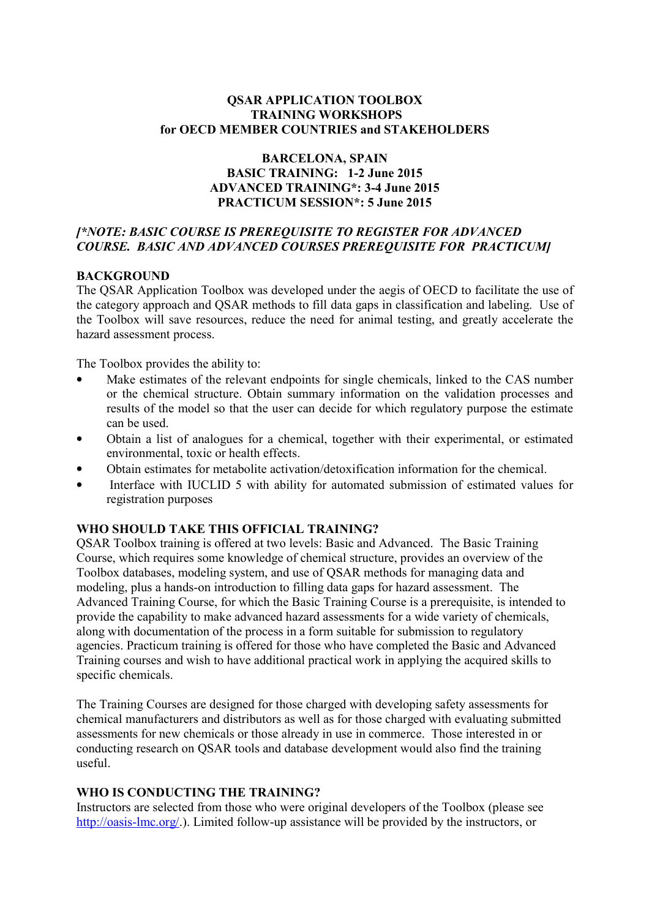# QSAR APPLICATION TOOLBOX
# TRAINING WORKSHOPS
# for OECD MEMBER COUNTRIES and STAKEHOLDERS

## BARCELONA, SPAIN
## BASIC TRAINING: 1-2 June 2015
## ADVANCED TRAINING*: 3-4 June 2015
## PRACTICUM SESSION*: 5 June 2015

***[*NOTE: BASIC COURSE IS PREREQUISITE TO REGISTER FOR ADVANCED COURSE. BASIC AND ADVANCED COURSES PREREQUISITE FOR PRACTICUM]***

### BACKGROUND

The QSAR Application Toolbox was developed under the aegis of OECD to facilitate the use of the category approach and QSAR methods to fill data gaps in classification and labeling. Use of the Toolbox will save resources, reduce the need for animal testing, and greatly accelerate the hazard assessment process.

The Toolbox provides the ability to:

- Make estimates of the relevant endpoints for single chemicals, linked to the CAS number or the chemical structure. Obtain summary information on the validation processes and results of the model so that the user can decide for which regulatory purpose the estimate can be used.
- Obtain a list of analogues for a chemical, together with their experimental, or estimated environmental, toxic or health effects.
- Obtain estimates for metabolite activation/detoxification information for the chemical.
- Interface with IUCLID 5 with ability for automated submission of estimated values for registration purposes

### WHO SHOULD TAKE THIS OFFICIAL TRAINING?

QSAR Toolbox training is offered at two levels: Basic and Advanced. The Basic Training Course, which requires some knowledge of chemical structure, provides an overview of the Toolbox databases, modeling system, and use of QSAR methods for managing data and modeling, plus a hands-on introduction to filling data gaps for hazard assessment. The Advanced Training Course, for which the Basic Training Course is a prerequisite, is intended to provide the capability to make advanced hazard assessments for a wide variety of chemicals, along with documentation of the process in a form suitable for submission to regulatory agencies. Practicum training is offered for those who have completed the Basic and Advanced Training courses and wish to have additional practical work in applying the acquired skills to specific chemicals.

The Training Courses are designed for those charged with developing safety assessments for chemical manufacturers and distributors as well as for those charged with evaluating submitted assessments for new chemicals or those already in use in commerce. Those interested in or conducting research on QSAR tools and database development would also find the training useful.

### WHO IS CONDUCTING THE TRAINING?

Instructors are selected from those who were original developers of the Toolbox (please see [http://oasis-lmc.org/](http://oasis-lmc.org/).). Limited follow-up assistance will be provided by the instructors, or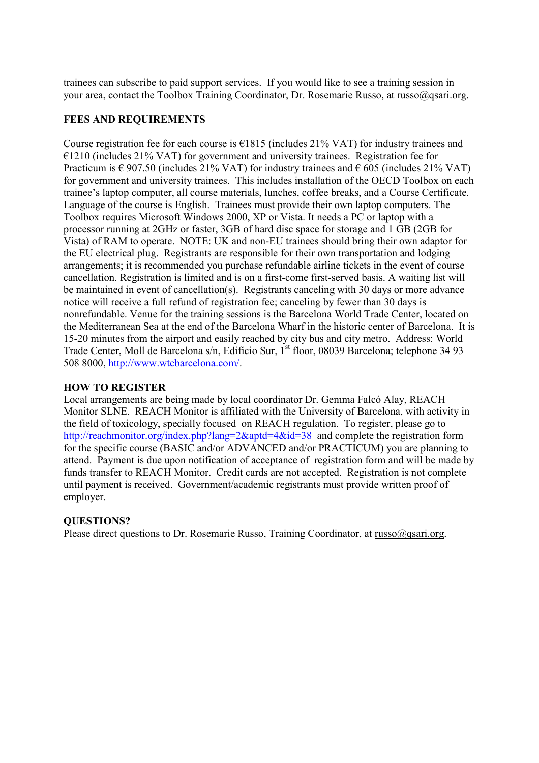trainees can subscribe to paid support services. If you would like to see a training session in your area, contact the Toolbox Training Coordinator, Dr. Rosemarie Russo, at russo@qsari.org.

## FEES AND REQUIREMENTS

Course registration fee for each course is €1815 (includes 21% VAT) for industry trainees and €1210 (includes 21% VAT) for government and university trainees. Registration fee for Practicum is € 907.50 (includes 21% VAT) for industry trainees and € 605 (includes 21% VAT) for government and university trainees. This includes installation of the OECD Toolbox on each trainee's laptop computer, all course materials, lunches, coffee breaks, and a Course Certificate. Language of the course is English. Trainees must provide their own laptop computers. The Toolbox requires Microsoft Windows 2000, XP or Vista. It needs a PC or laptop with a processor running at 2GHz or faster, 3GB of hard disc space for storage and 1 GB (2GB for Vista) of RAM to operate. NOTE: UK and non-EU trainees should bring their own adaptor for the EU electrical plug. Registrants are responsible for their own transportation and lodging arrangements; it is recommended you purchase refundable airline tickets in the event of course cancellation. Registration is limited and is on a first-come first-served basis. A waiting list will be maintained in event of cancellation(s). Registrants canceling with 30 days or more advance notice will receive a full refund of registration fee; canceling by fewer than 30 days is nonrefundable. Venue for the training sessions is the Barcelona World Trade Center, located on the Mediterranean Sea at the end of the Barcelona Wharf in the historic center of Barcelona. It is 15-20 minutes from the airport and easily reached by city bus and city metro. Address: World Trade Center, Moll de Barcelona s/n, Edificio Sur, 1st floor, 08039 Barcelona; telephone 34 93 508 8000, http://www.wtcbarcelona.com/.

## HOW TO REGISTER

Local arrangements are being made by local coordinator Dr. Gemma Falcó Alay, REACH Monitor SLNE. REACH Monitor is affiliated with the University of Barcelona, with activity in the field of toxicology, specially focused on REACH regulation. To register, please go to http://reachmonitor.org/index.php?lang=2&aptd=4&id=38 and complete the registration form for the specific course (BASIC and/or ADVANCED and/or PRACTICUM) you are planning to attend. Payment is due upon notification of acceptance of registration form and will be made by funds transfer to REACH Monitor. Credit cards are not accepted. Registration is not complete until payment is received. Government/academic registrants must provide written proof of employer.

## QUESTIONS?

Please direct questions to Dr. Rosemarie Russo, Training Coordinator, at russo@qsari.org.